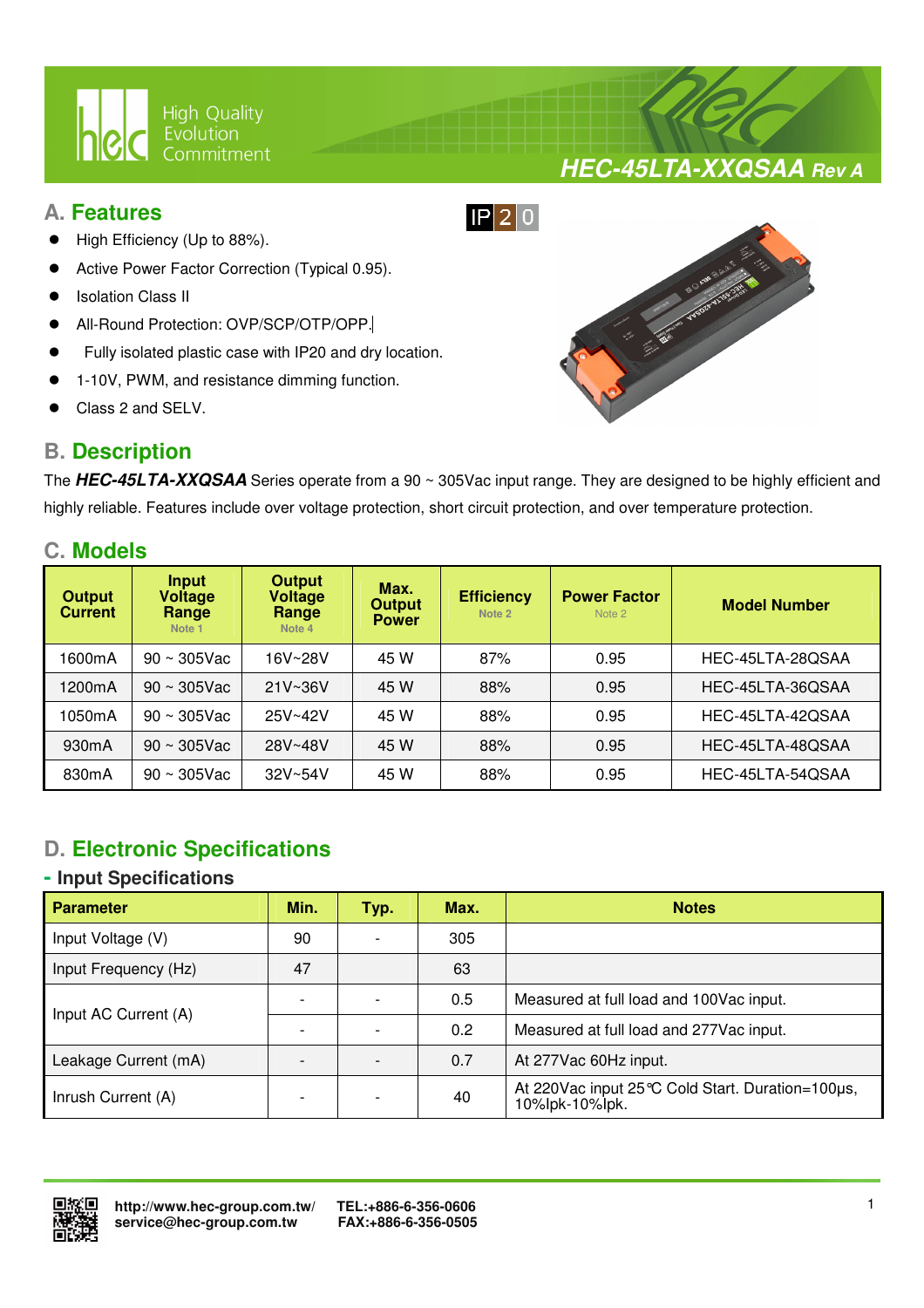# HEC-45LTA-XXQSAA Rev A

## A. Features

IP20

- High Efficiency (Up to 88%).
- Active Power Factor Correction (Typical 0.95).
- Isolation Class II
- All-Round Protection: OVP/SCP/OTP/OPP.
- Fully isolated plastic case with IP20 and dry location.
- 1-10V, PWM, and resistance dimming function.
- Class 2 and SELV.

## B. Description

The ***HEC-45LTA-XXQSAA*** Series operate from a 90 ~ 305Vac input range. They are designed to be highly efficient and highly reliable. Features include over voltage protection, short circuit protection, and over temperature protection.

## C. Models

| Output Current | Input Voltage Range Note 1 | Output Voltage Range Note 4 | Max. Output Power | Efficiency Note 2 | Power Factor Note 2 | Model Number |
|---|---|---|---|---|---|---|
| 1600mA | 90 ~ 305Vac | 16V~28V | 45 W | 87% | 0.95 | HEC-45LTA-28QSAA |
| 1200mA | 90 ~ 305Vac | 21V~36V | 45 W | 88% | 0.95 | HEC-45LTA-36QSAA |
| 1050mA | 90 ~ 305Vac | 25V~42V | 45 W | 88% | 0.95 | HEC-45LTA-42QSAA |
| 930mA | 90 ~ 305Vac | 28V~48V | 45 W | 88% | 0.95 | HEC-45LTA-48QSAA |
| 830mA | 90 ~ 305Vac | 32V~54V | 45 W | 88% | 0.95 | HEC-45LTA-54QSAA |

## D. Electronic Specifications

### - Input Specifications

| Parameter | Min. | Typ. | Max. | Notes |
|---|---|---|---|---|
| Input Voltage (V) | 90 | - | 305 | |
| Input Frequency (Hz) | 47 | | 63 | |
| Input AC Current (A) | - | - | 0.5 | Measured at full load and 100Vac input. |
| | - | - | 0.2 | Measured at full load and 277Vac input. |
| Leakage Current (mA) | - | - | 0.7 | At 277Vac 60Hz input. |
| Inrush Current (A) | - | - | 40 | At 220Vac input 25℃ Cold Start. Duration=100μs, 10%Ipk-10%Ipk. |

http://www.hec-group.com.tw/
service@hec-group.com.tw
TEL:+886-6-356-0606
FAX:+886-6-356-0505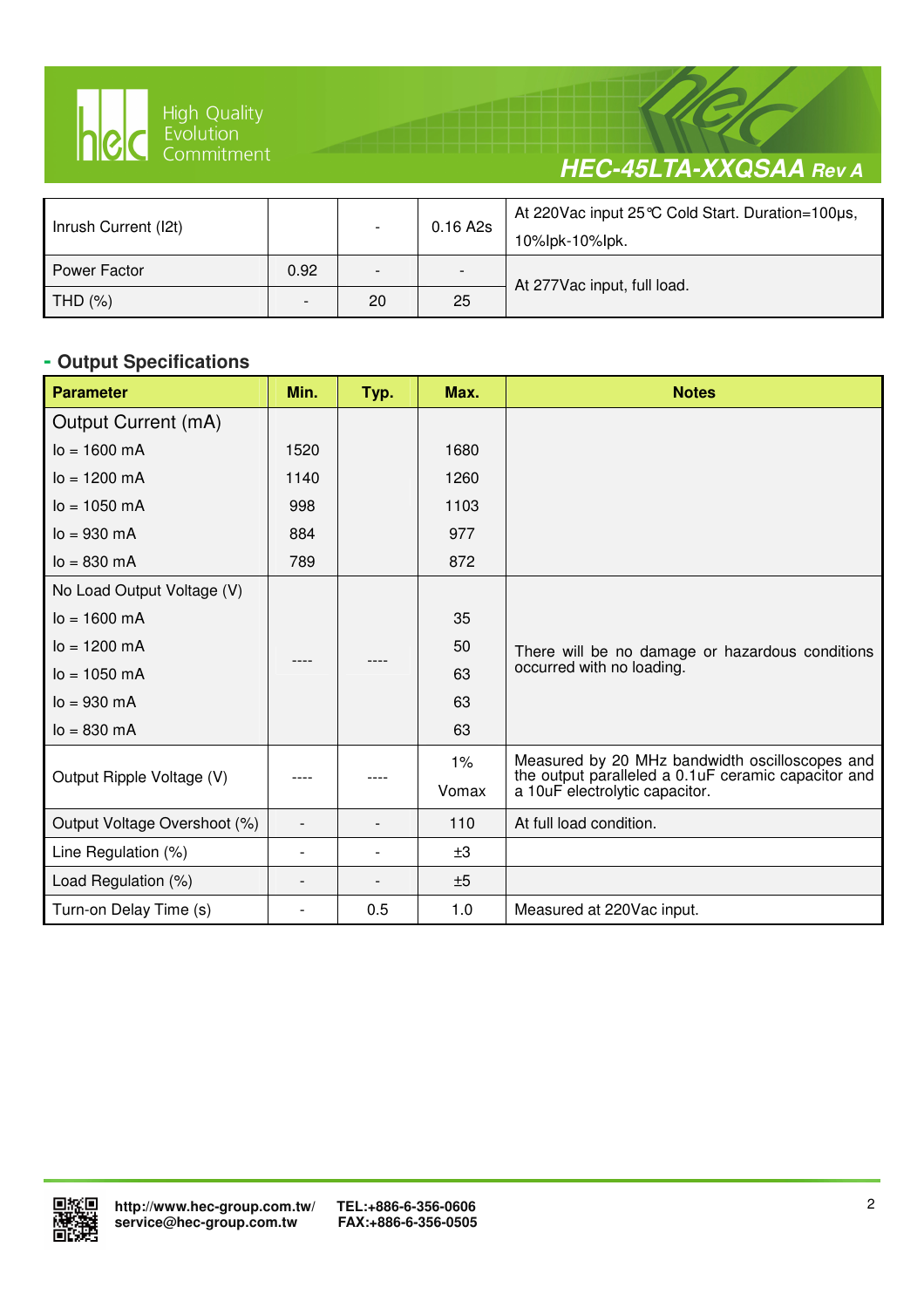| Inrush Current (I2t) | | - | 0.16 A2s | At 220Vac input 25℃ Cold Start. Duration=100μs, 10%Ipk-10%Ipk. |
|---|---|---|---|---|
| Power Factor | 0.92 | - | - | At 277Vac input, full load. |
| THD (%) | - | 20 | 25 | |

## - Output Specifications

| Parameter | Min. | Typ. | Max. | Notes |
|---|---|---|---|---|
| Output Current (mA) | | | | |
| Io = 1600 mA | 1520 | | 1680 | |
| Io = 1200 mA | 1140 | | 1260 | |
| Io = 1050 mA | 998 | | 1103 | |
| Io = 930 mA | 884 | | 977 | |
| Io = 830 mA | 789 | | 872 | |
| No Load Output Voltage (V) | | | | There will be no damage or hazardous conditions occurred with no loading. |
| Io = 1600 mA | ---- | ---- | 35 | |
| Io = 1200 mA | | | 50 | |
| Io = 1050 mA | | | 63 | |
| Io = 930 mA | | | 63 | |
| Io = 830 mA | | | 63 | |
| Output Ripple Voltage (V) | ---- | ---- | 1% Vomax | Measured by 20 MHz bandwidth oscilloscopes and the output paralleled a 0.1uF ceramic capacitor and a 10uF electrolytic capacitor. |
| Output Voltage Overshoot (%) | - | - | 110 | At full load condition. |
| Line Regulation (%) | - | - | ±3 | |
| Load Regulation (%) | - | - | ±5 | |
| Turn-on Delay Time (s) | - | 0.5 | 1.0 | Measured at 220Vac input. |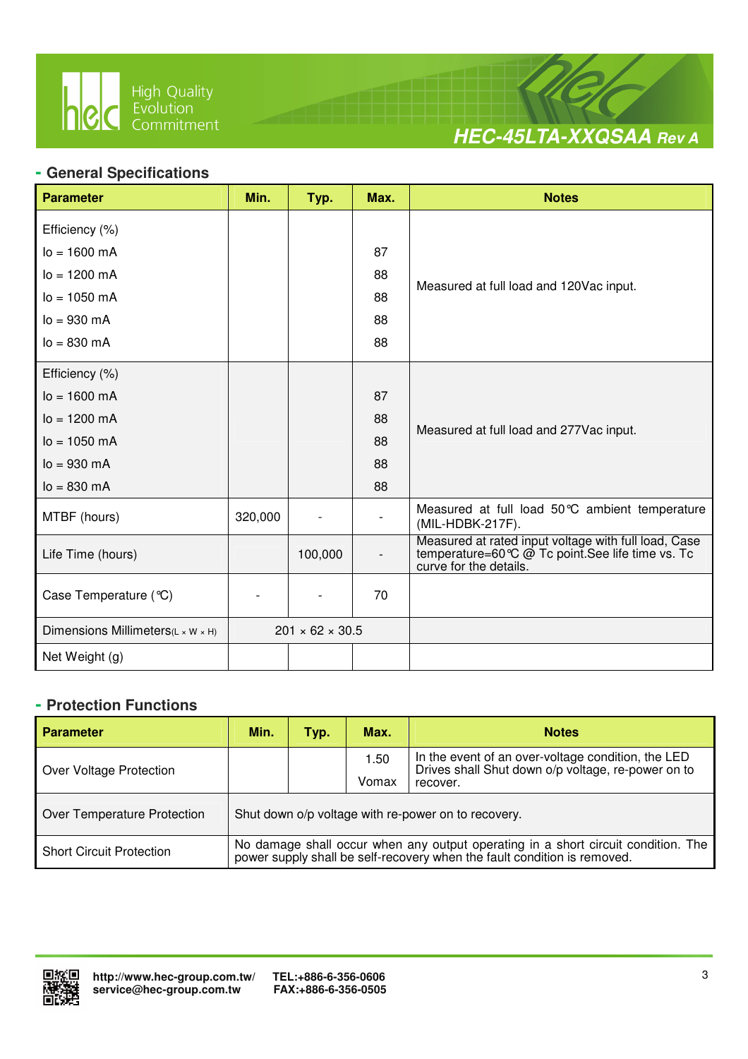## - General Specifications

| Parameter | Min. | Typ. | Max. | Notes |
|---|---|---|---|---|
| Efficiency (%)<br>Io = 1600 mA<br>Io = 1200 mA<br>Io = 1050 mA<br>Io = 930 mA<br>Io = 830 mA | | | <br>87<br>88<br>88<br>88<br>88 | Measured at full load and 120Vac input. |
| Efficiency (%)<br>Io = 1600 mA<br>Io = 1200 mA<br>Io = 1050 mA<br>Io = 930 mA<br>Io = 830 mA | | | <br>87<br>88<br>88<br>88<br>88 | Measured at full load and 277Vac input. |
| MTBF (hours) | 320,000 | - | - | Measured at full load 50℃ ambient temperature (MIL-HDBK-217F). |
| Life Time (hours) | | 100,000 | - | Measured at rated input voltage with full load, Case temperature=60℃ @ Tc point.See life time vs. Tc curve for the details. |
| Case Temperature (℃) | - | - | 70 | |
| Dimensions Millimeters(L × W × H) | 201 × 62 × 30.5 | | | |
| Net Weight (g) | | | | |

## - Protection Functions

| Parameter | Min. | Typ. | Max. | Notes |
|---|---|---|---|---|
| Over Voltage Protection | | | 1.50<br>Vomax | In the event of an over-voltage condition, the LED Drives shall Shut down o/p voltage, re-power on to recover. |
| Over Temperature Protection | Shut down o/p voltage with re-power on to recovery. | | | |
| Short Circuit Protection | No damage shall occur when any output operating in a short circuit condition. The power supply shall be self-recovery when the fault condition is removed. | | | |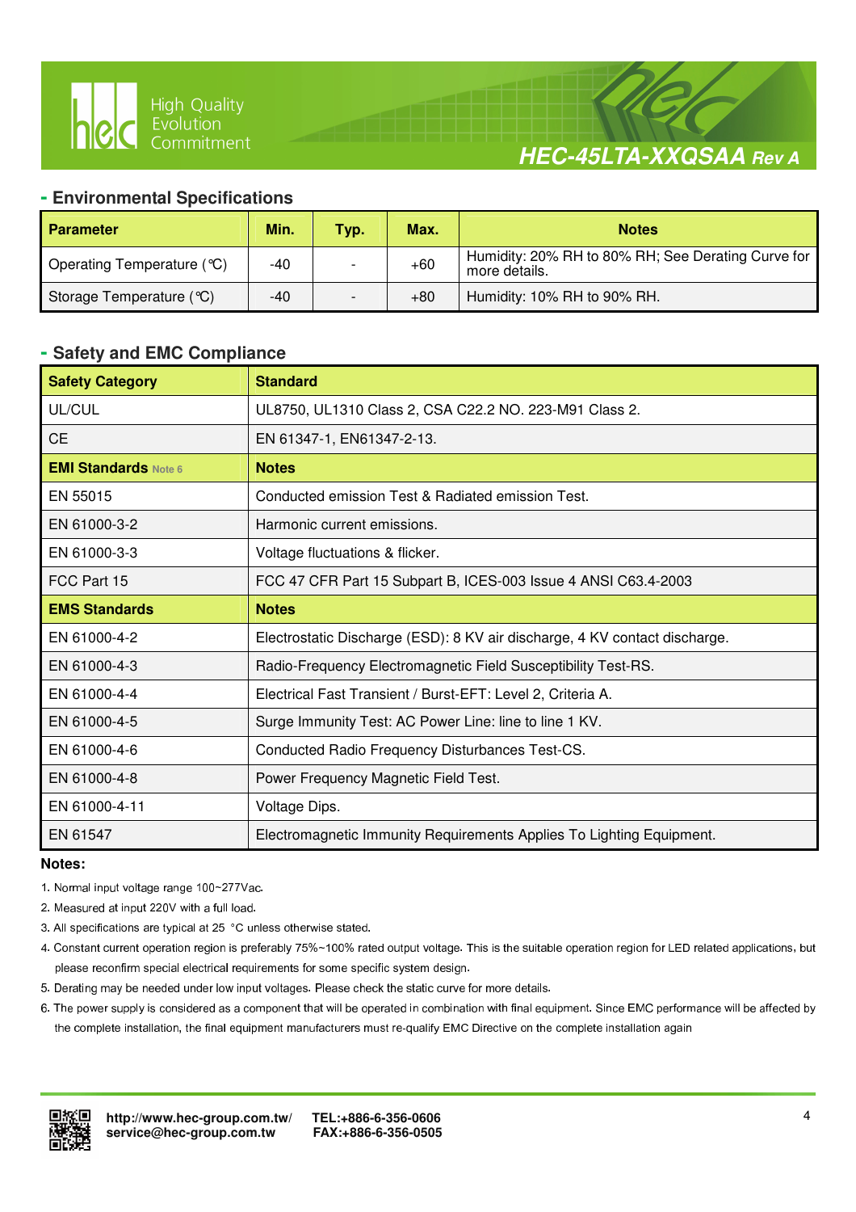## - Environmental Specifications

| Parameter | Min. | Typ. | Max. | Notes |
|---|---|---|---|---|
| Operating Temperature (℃) | -40 | - | +60 | Humidity: 20% RH to 80% RH; See Derating Curve for more details. |
| Storage Temperature (℃) | -40 | - | +80 | Humidity: 10% RH to 90% RH. |

## - Safety and EMC Compliance

| Safety Category | Standard |
|---|---|
| UL/CUL | UL8750, UL1310 Class 2, CSA C22.2 NO. 223-M91 Class 2. |
| CE | EN 61347-1, EN61347-2-13. |
| **EMI Standards** Note 6 | **Notes** |
| EN 55015 | Conducted emission Test & Radiated emission Test. |
| EN 61000-3-2 | Harmonic current emissions. |
| EN 61000-3-3 | Voltage fluctuations & flicker. |
| FCC Part 15 | FCC 47 CFR Part 15 Subpart B, ICES-003 Issue 4 ANSI C63.4-2003 |
| **EMS Standards** | **Notes** |
| EN 61000-4-2 | Electrostatic Discharge (ESD): 8 KV air discharge, 4 KV contact discharge. |
| EN 61000-4-3 | Radio-Frequency Electromagnetic Field Susceptibility Test-RS. |
| EN 61000-4-4 | Electrical Fast Transient / Burst-EFT: Level 2, Criteria A. |
| EN 61000-4-5 | Surge Immunity Test: AC Power Line: line to line 1 KV. |
| EN 61000-4-6 | Conducted Radio Frequency Disturbances Test-CS. |
| EN 61000-4-8 | Power Frequency Magnetic Field Test. |
| EN 61000-4-11 | Voltage Dips. |
| EN 61547 | Electromagnetic Immunity Requirements Applies To Lighting Equipment. |

**Notes:**

1. Normal input voltage range 100~277Vac.
2. Measured at input 220V with a full load.
3. All specifications are typical at 25 °C unless otherwise stated.
4. Constant current operation region is preferably 75%~100% rated output voltage. This is the suitable operation region for LED related applications, but please reconfirm special electrical requirements for some specific system design.
5. Derating may be needed under low input voltages. Please check the static curve for more details.
6. The power supply is considered as a component that will be operated in combination with final equipment. Since EMC performance will be affected by the complete installation, the final equipment manufacturers must re-qualify EMC Directive on the complete installation again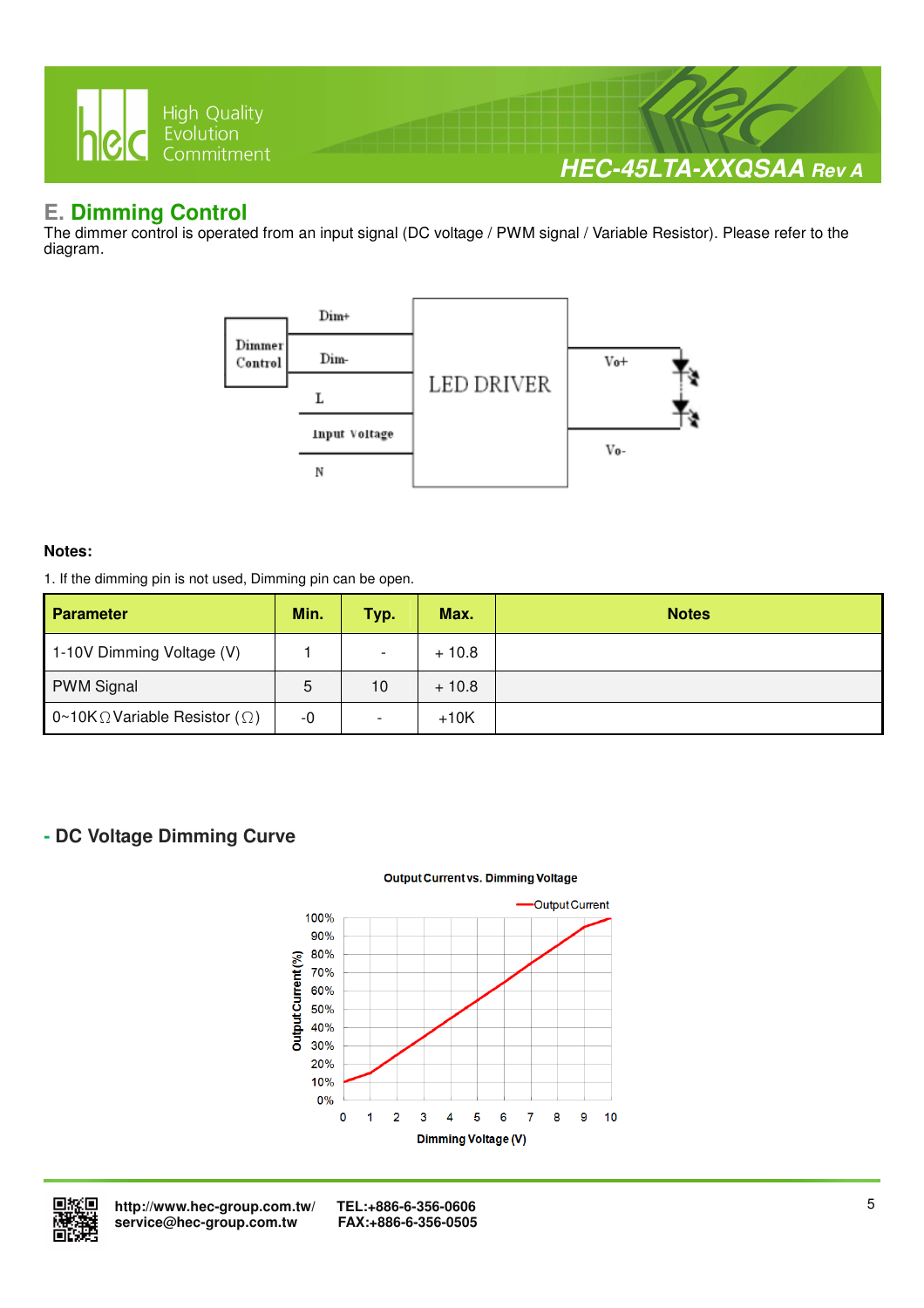## E. Dimming Control

The dimmer control is operated from an input signal (DC voltage / PWM signal / Variable Resistor). Please refer to the diagram.

**Notes:**

1. If the dimming pin is not used, Dimming pin can be open.

| Parameter | Min. | Typ. | Max. | Notes |
|---|---|---|---|---|
| 1-10V Dimming Voltage (V) | 1 | - | + 10.8 | |
| PWM Signal | 5 | 10 | + 10.8 | |
| 0~10KΩ Variable Resistor (Ω) | -0 | - | +10K | |

### - DC Voltage Dimming Curve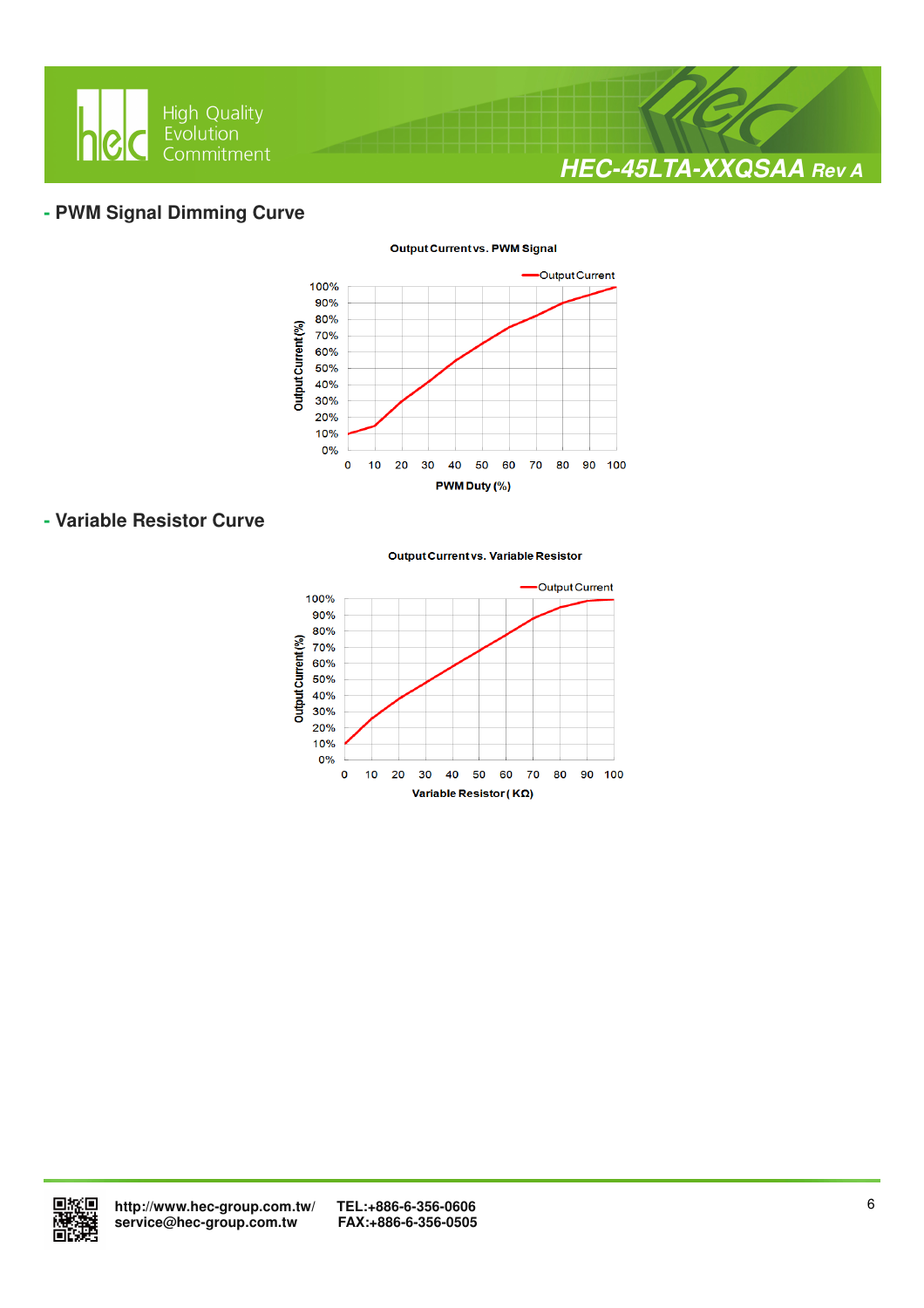## - PWM Signal Dimming Curve

Output Current vs. PWM Signal

## - Variable Resistor Curve

Output Current vs. Variable Resistor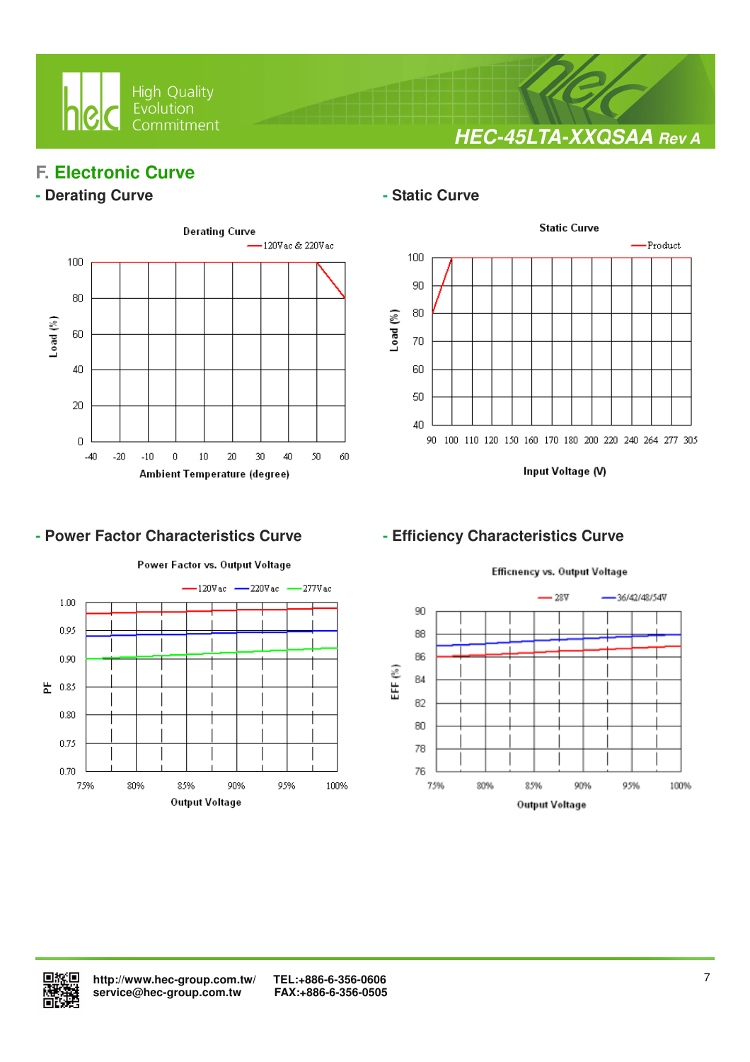## F. Electronic Curve

### - Derating Curve

Derating Curve

—120Vac & 220Vac

Load (%): 0, 20, 40, 60, 80, 100

Ambient Temperature (degree): -40, -20, -10, 0, 10, 20, 30, 40, 50, 60

### - Static Curve

Static Curve

—Product

Load (%): 40, 50, 60, 70, 80, 90, 100

Input Voltage (V): 90, 100, 110, 120, 150, 160, 170, 180, 200, 220, 240, 264, 277, 305

### - Power Factor Characteristics Curve

Power Factor vs. Output Voltage

—120Vac —220Vac —277Vac

PF: 0.70, 0.75, 0.80, 0.85, 0.90, 0.95, 1.00

Output Voltage: 75%, 80%, 85%, 90%, 95%, 100%

### - Efficiency Characteristics Curve

Efficnency vs. Output Voltage

—28V —36/42/48/54V

EFF (%): 76, 78, 80, 82, 84, 86, 88, 90

Output Voltage: 75%, 80%, 85%, 90%, 95%, 100%

http://www.hec-group.com.tw/ service@hec-group.com.tw TEL:+886-6-356-0606 FAX:+886-6-356-0505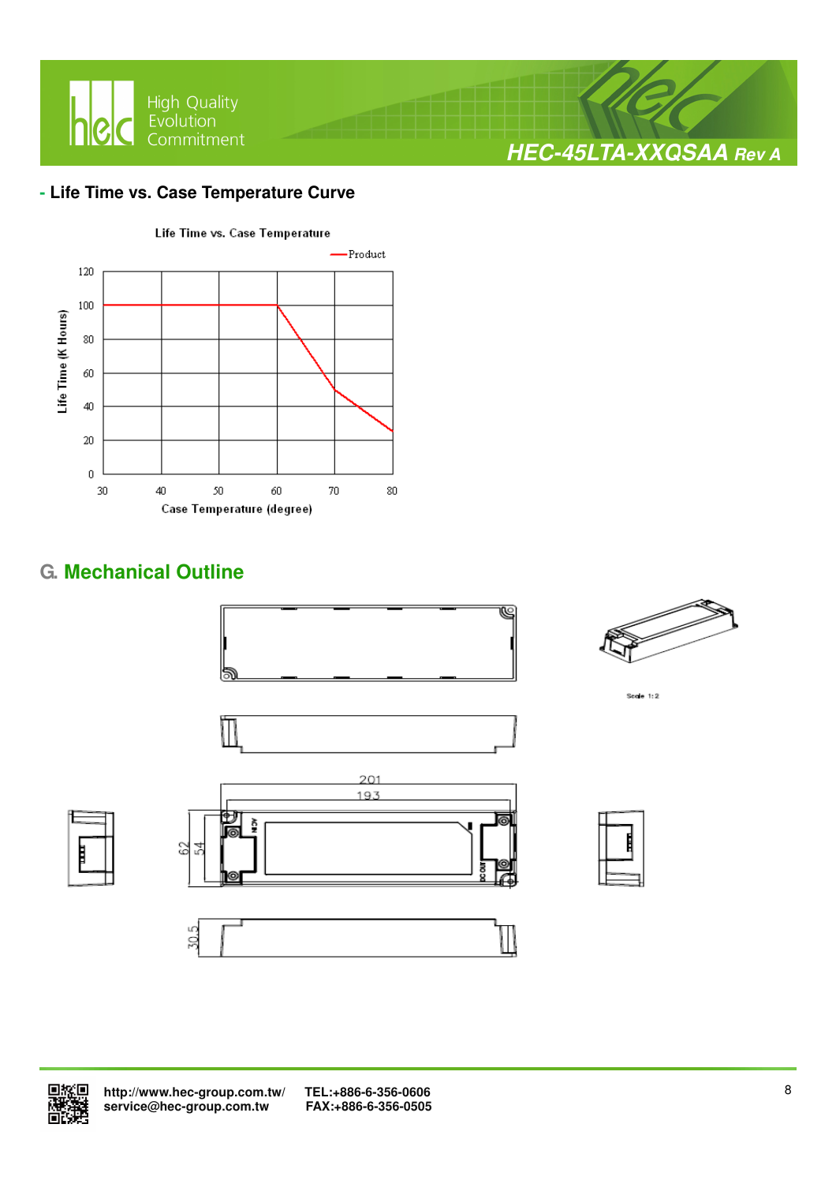- **Life Time vs. Case Temperature Curve**

G. **Mechanical Outline**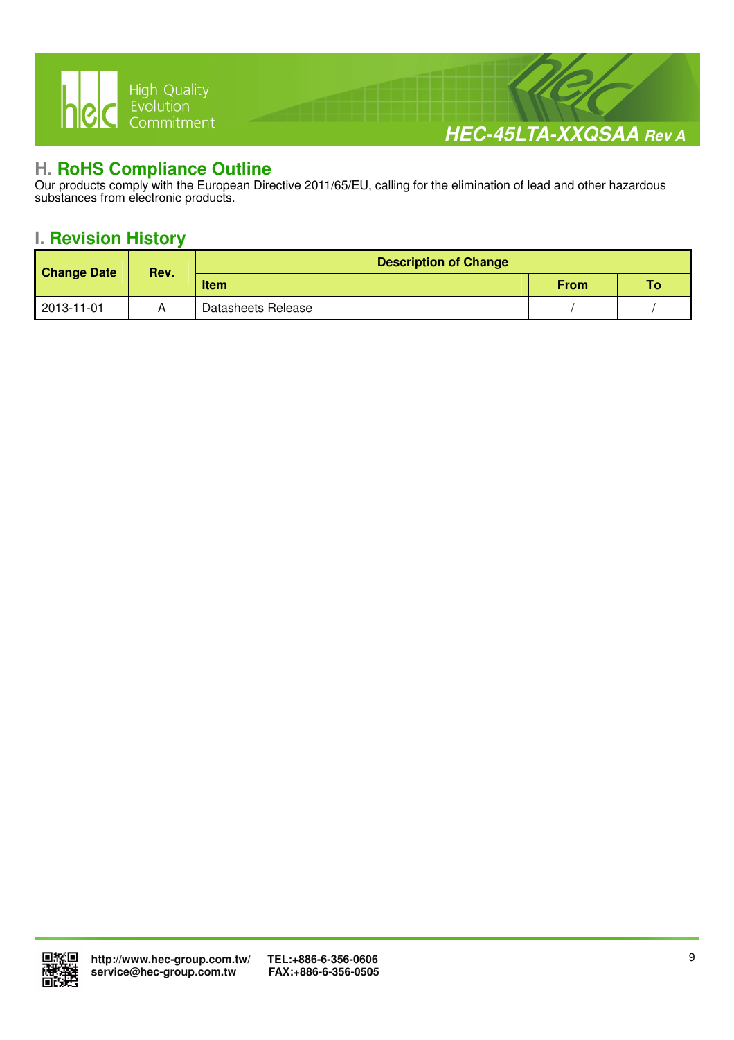## H. RoHS Compliance Outline

Our products comply with the European Directive 2011/65/EU, calling for the elimination of lead and other hazardous substances from electronic products.

## I. Revision History

| Change Date | Rev. | Description of Change | | |
|---|---|---|---|---|
| | | Item | From | To |
| 2013-11-01 | A | Datasheets Release | / | / |